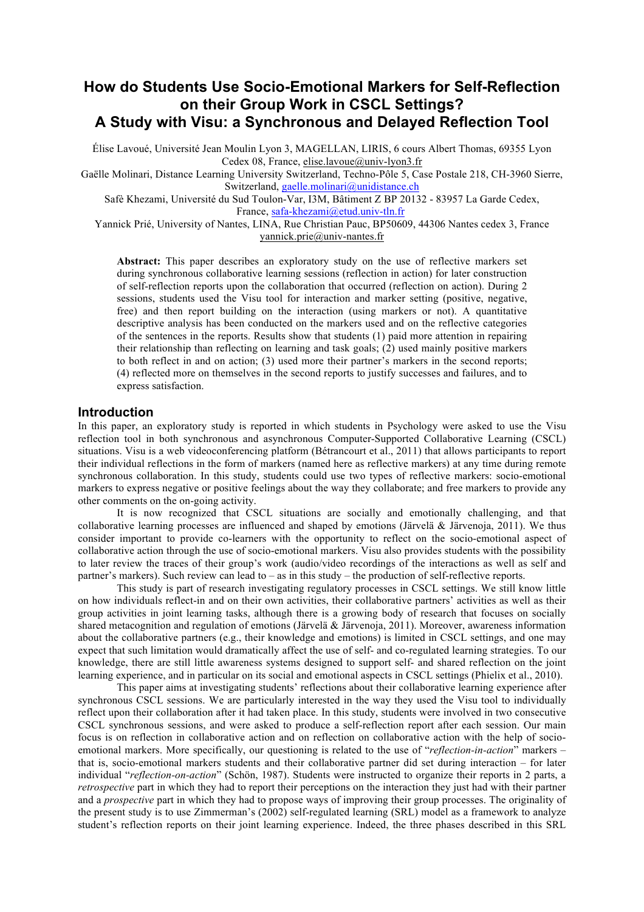# How do Students Use Socio-Emotional Markers for Self-Reflection on their Group Work in CSCL Settings? A Study with Visu: a Synchronous and Delayed Reflection Tool

Élise Lavoué, Université Jean Moulin Lyon 3, MAGELLAN, LIRIS, 6 cours Albert Thomas, 69355 Lyon Cedex 08, France, elise.lavoue@univ-lyon3.fr

Gaëlle Molinari, Distance Learning University Switzerland, Techno-Pôle 5, Case Postale 218, CH-3960 Sierre, Switzerland, gaelle.molinari@unidistance.ch

Safè Khezami, Université du Sud Toulon-Var, I3M, Bâtiment Z BP 20132 - 83957 La Garde Cedex, France, safa-khezami@etud.univ-tln.fr

Yannick Prié, University of Nantes, LINA, Rue Christian Pauc, BP50609, 44306 Nantes cedex 3, France yannick.prie@univ-nantes.fr

**Abstract:** This paper describes an exploratory study on the use of reflective markers set during synchronous collaborative learning sessions (reflection in action) for later construction of self-reflection reports upon the collaboration that occurred (reflection on action). During 2 sessions, students used the Visu tool for interaction and marker setting (positive, negative, free) and then report building on the interaction (using markers or not). A quantitative descriptive analysis has been conducted on the markers used and on the reflective categories of the sentences in the reports. Results show that students (1) paid more attention in repairing their relationship than reflecting on learning and task goals; (2) used mainly positive markers to both reflect in and on action; (3) used more their partner's markers in the second reports; (4) reflected more on themselves in the second reports to justify successes and failures, and to express satisfaction.

## Introduction

In this paper, an exploratory study is reported in which students in Psychology were asked to use the Visu reflection tool in both synchronous and asynchronous Computer-Supported Collaborative Learning (CSCL) situations. Visu is a web videoconferencing platform (Bétrancourt et al., 2011) that allows participants to report their individual reflections in the form of markers (named here as reflective markers) at any time during remote synchronous collaboration. In this study, students could use two types of reflective markers: socio-emotional markers to express negative or positive feelings about the way they collaborate; and free markers to provide any other comments on the on-going activity.

It is now recognized that CSCL situations are socially and emotionally challenging, and that collaborative learning processes are influenced and shaped by emotions (Järvelä & Järvenoja, 2011). We thus consider important to provide co-learners with the opportunity to reflect on the socio-emotional aspect of collaborative action through the use of socio-emotional markers. Visu also provides students with the possibility to later review the traces of their group's work (audio/video recordings of the interactions as well as self and partner's markers). Such review can lead to – as in this study – the production of self-reflective reports.

This study is part of research investigating regulatory processes in CSCL settings. We still know little on how individuals reflect-in and on their own activities, their collaborative partners' activities as well as their group activities in joint learning tasks, although there is a growing body of research that focuses on socially shared metacognition and regulation of emotions (Järvelä & Järvenoja, 2011). Moreover, awareness information about the collaborative partners (e.g., their knowledge and emotions) is limited in CSCL settings, and one may expect that such limitation would dramatically affect the use of self- and co-regulated learning strategies. To our knowledge, there are still little awareness systems designed to support self- and shared reflection on the joint learning experience, and in particular on its social and emotional aspects in CSCL settings (Phielix et al., 2010).

This paper aims at investigating students' reflections about their collaborative learning experience after synchronous CSCL sessions. We are particularly interested in the way they used the Visu tool to individually reflect upon their collaboration after it had taken place. In this study, students were involved in two consecutive CSCL synchronous sessions, and were asked to produce a self-reflection report after each session. Our main focus is on reflection in collaborative action and on reflection on collaborative action with the help of socio-emotional markers. More specifically, our questioning is related to the use of "*reflection-in-action*" markers – that is, socio-emotional markers students and their collaborative partner did set during interaction – for later individual "*reflection-on-action*" (Schön, 1987). Students were instructed to organize their reports in 2 parts, a *retrospective* part in which they had to report their perceptions on the interaction they just had with their partner and a *prospective* part in which they had to propose ways of improving their group processes. The originality of the present study is to use Zimmerman's (2002) self-regulated learning (SRL) model as a framework to analyze student's reflection reports on their joint learning experience. Indeed, the three phases described in this SRL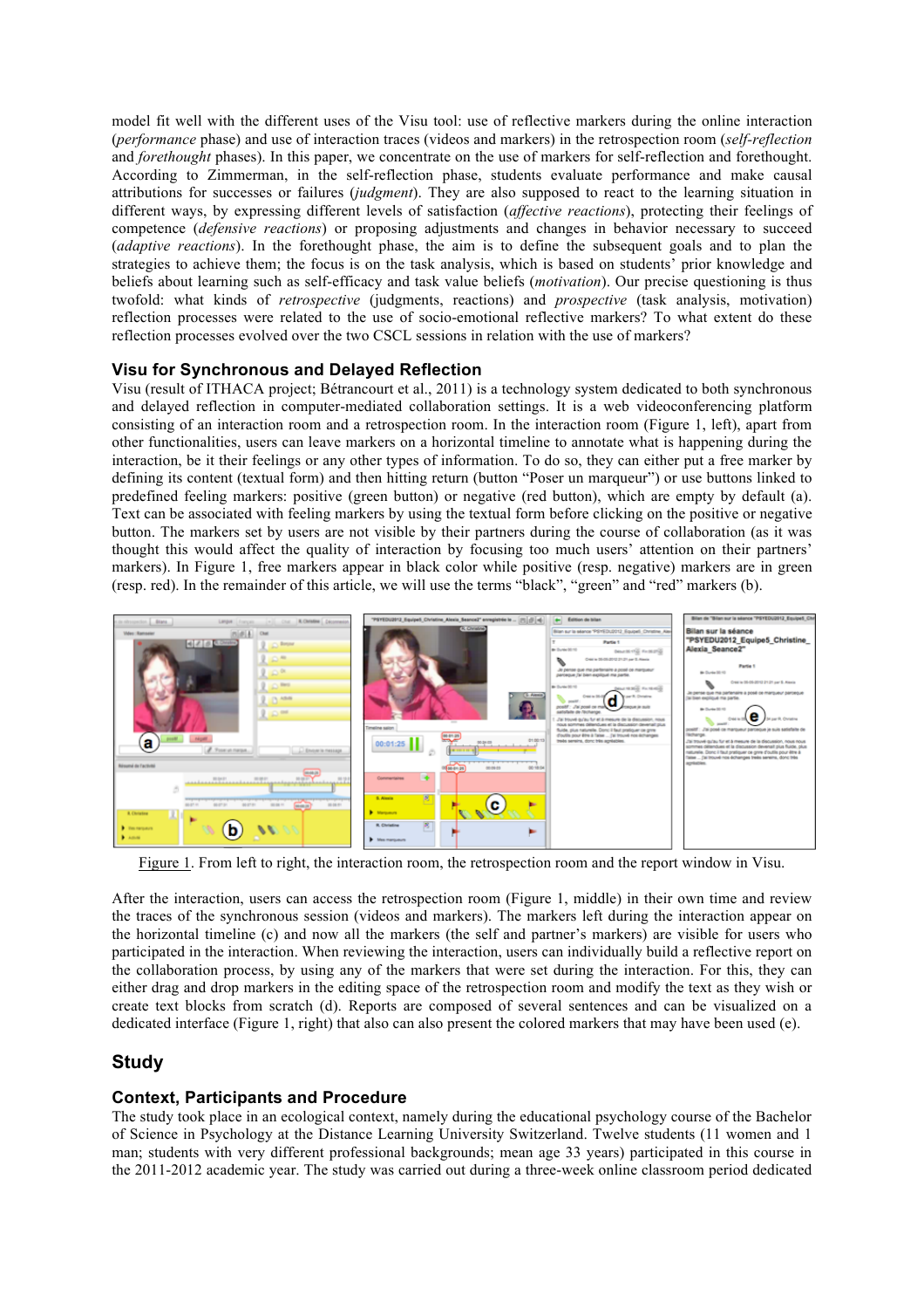model fit well with the different uses of the Visu tool: use of reflective markers during the online interaction (*performance* phase) and use of interaction traces (videos and markers) in the retrospection room (*self-reflection* and *forethought* phases). In this paper, we concentrate on the use of markers for self-reflection and forethought. According to Zimmerman, in the self-reflection phase, students evaluate performance and make causal attributions for successes or failures (*judgment*). They are also supposed to react to the learning situation in different ways, by expressing different levels of satisfaction (*affective reactions*), protecting their feelings of competence (*defensive reactions*) or proposing adjustments and changes in behavior necessary to succeed (*adaptive reactions*). In the forethought phase, the aim is to define the subsequent goals and to plan the strategies to achieve them; the focus is on the task analysis, which is based on students' prior knowledge and beliefs about learning such as self-efficacy and task value beliefs (*motivation*). Our precise questioning is thus twofold: what kinds of *retrospective* (judgments, reactions) and *prospective* (task analysis, motivation) reflection processes were related to the use of socio-emotional reflective markers? To what extent do these reflection processes evolved over the two CSCL sessions in relation with the use of markers?

### Visu for Synchronous and Delayed Reflection

Visu (result of ITHACA project; Bétrancourt et al., 2011) is a technology system dedicated to both synchronous and delayed reflection in computer-mediated collaboration settings. It is a web videoconferencing platform consisting of an interaction room and a retrospection room. In the interaction room (Figure 1, left), apart from other functionalities, users can leave markers on a horizontal timeline to annotate what is happening during the interaction, be it their feelings or any other types of information. To do so, they can either put a free marker by defining its content (textual form) and then hitting return (button "Poser un marqueur") or use buttons linked to predefined feeling markers: positive (green button) or negative (red button), which are empty by default (a). Text can be associated with feeling markers by using the textual form before clicking on the positive or negative button. The markers set by users are not visible by their partners during the course of collaboration (as it was thought this would affect the quality of interaction by focusing too much users' attention on their partners' markers). In Figure 1, free markers appear in black color while positive (resp. negative) markers are in green (resp. red). In the remainder of this article, we will use the terms "black", "green" and "red" markers (b).

Figure 1. From left to right, the interaction room, the retrospection room and the report window in Visu.

After the interaction, users can access the retrospection room (Figure 1, middle) in their own time and review the traces of the synchronous session (videos and markers). The markers left during the interaction appear on the horizontal timeline (c) and now all the markers (the self and partner's markers) are visible for users who participated in the interaction. When reviewing the interaction, users can individually build a reflective report on the collaboration process, by using any of the markers that were set during the interaction. For this, they can either drag and drop markers in the editing space of the retrospection room and modify the text as they wish or create text blocks from scratch (d). Reports are composed of several sentences and can be visualized on a dedicated interface (Figure 1, right) that also can also present the colored markers that may have been used (e).

## Study

### Context, Participants and Procedure

The study took place in an ecological context, namely during the educational psychology course of the Bachelor of Science in Psychology at the Distance Learning University Switzerland. Twelve students (11 women and 1 man; students with very different professional backgrounds; mean age 33 years) participated in this course in the 2011-2012 academic year. The study was carried out during a three-week online classroom period dedicated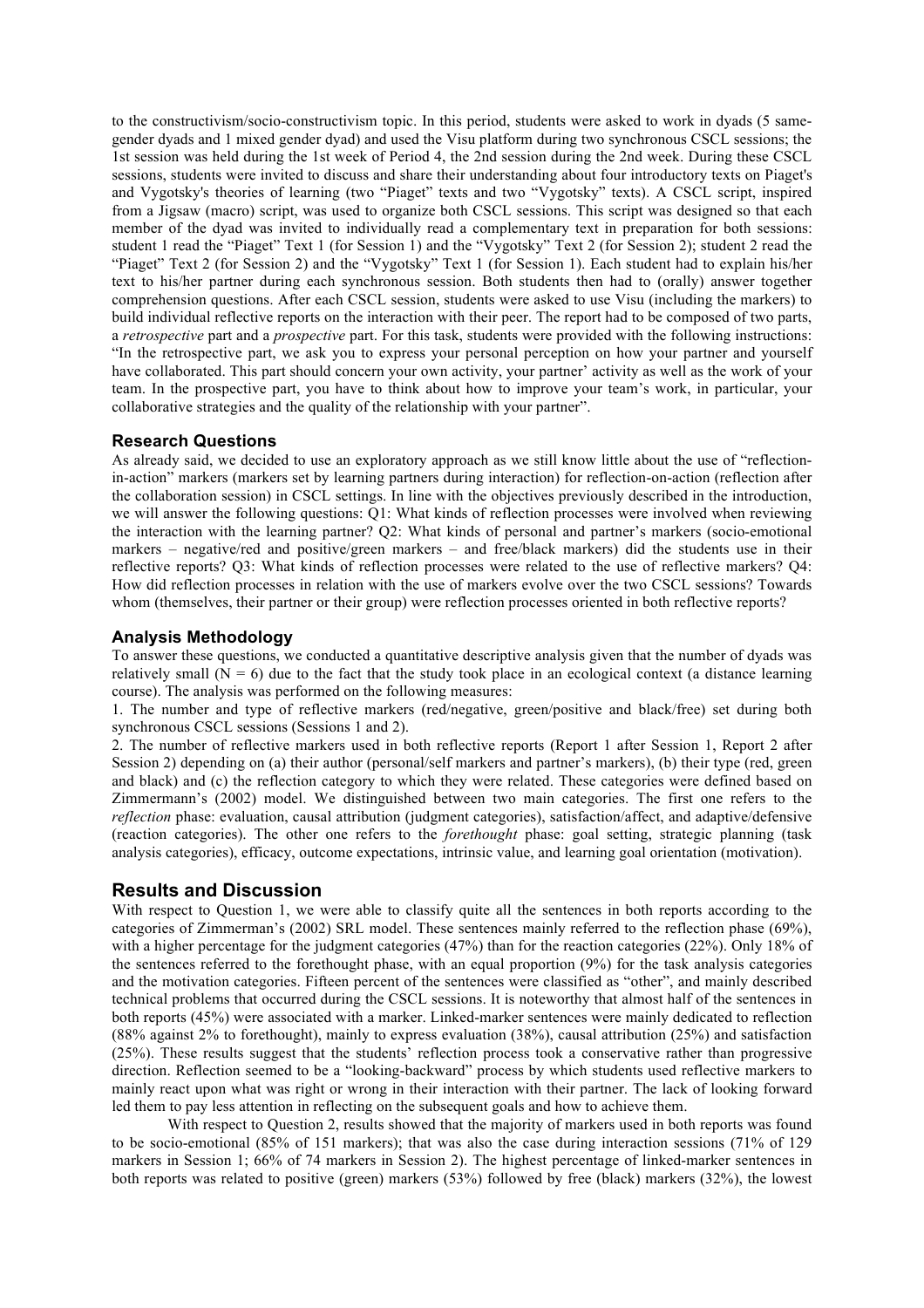to the constructivism/socio-constructivism topic. In this period, students were asked to work in dyads (5 same-gender dyads and 1 mixed gender dyad) and used the Visu platform during two synchronous CSCL sessions; the 1st session was held during the 1st week of Period 4, the 2nd session during the 2nd week. During these CSCL sessions, students were invited to discuss and share their understanding about four introductory texts on Piaget's and Vygotsky's theories of learning (two "Piaget" texts and two "Vygotsky" texts). A CSCL script, inspired from a Jigsaw (macro) script, was used to organize both CSCL sessions. This script was designed so that each member of the dyad was invited to individually read a complementary text in preparation for both sessions: student 1 read the "Piaget" Text 1 (for Session 1) and the "Vygotsky" Text 2 (for Session 2); student 2 read the "Piaget" Text 2 (for Session 2) and the "Vygotsky" Text 1 (for Session 1). Each student had to explain his/her text to his/her partner during each synchronous session. Both students then had to (orally) answer together comprehension questions. After each CSCL session, students were asked to use Visu (including the markers) to build individual reflective reports on the interaction with their peer. The report had to be composed of two parts, a *retrospective* part and a *prospective* part. For this task, students were provided with the following instructions: "In the retrospective part, we ask you to express your personal perception on how your partner and yourself have collaborated. This part should concern your own activity, your partner' activity as well as the work of your team. In the prospective part, you have to think about how to improve your team's work, in particular, your collaborative strategies and the quality of the relationship with your partner".

### Research Questions

As already said, we decided to use an exploratory approach as we still know little about the use of "reflection-in-action" markers (markers set by learning partners during interaction) for reflection-on-action (reflection after the collaboration session) in CSCL settings. In line with the objectives previously described in the introduction, we will answer the following questions: Q1: What kinds of reflection processes were involved when reviewing the interaction with the learning partner? Q2: What kinds of personal and partner's markers (socio-emotional markers – negative/red and positive/green markers – and free/black markers) did the students use in their reflective reports? Q3: What kinds of reflection processes were related to the use of reflective markers? Q4: How did reflection processes in relation with the use of markers evolve over the two CSCL sessions? Towards whom (themselves, their partner or their group) were reflection processes oriented in both reflective reports?

### Analysis Methodology

To answer these questions, we conducted a quantitative descriptive analysis given that the number of dyads was relatively small (N = 6) due to the fact that the study took place in an ecological context (a distance learning course). The analysis was performed on the following measures:

1. The number and type of reflective markers (red/negative, green/positive and black/free) set during both synchronous CSCL sessions (Sessions 1 and 2).
2. The number of reflective markers used in both reflective reports (Report 1 after Session 1, Report 2 after Session 2) depending on (a) their author (personal/self markers and partner's markers), (b) their type (red, green and black) and (c) the reflection category to which they were related. These categories were defined based on Zimmermann's (2002) model. We distinguished between two main categories. The first one refers to the *reflection* phase: evaluation, causal attribution (judgment categories), satisfaction/affect, and adaptive/defensive (reaction categories). The other one refers to the *forethought* phase: goal setting, strategic planning (task analysis categories), efficacy, outcome expectations, intrinsic value, and learning goal orientation (motivation).

## Results and Discussion

With respect to Question 1, we were able to classify quite all the sentences in both reports according to the categories of Zimmerman's (2002) SRL model. These sentences mainly referred to the reflection phase (69%), with a higher percentage for the judgment categories (47%) than for the reaction categories (22%). Only 18% of the sentences referred to the forethought phase, with an equal proportion (9%) for the task analysis categories and the motivation categories. Fifteen percent of the sentences were classified as "other", and mainly described technical problems that occurred during the CSCL sessions. It is noteworthy that almost half of the sentences in both reports (45%) were associated with a marker. Linked-marker sentences were mainly dedicated to reflection (88% against 2% to forethought), mainly to express evaluation (38%), causal attribution (25%) and satisfaction (25%). These results suggest that the students' reflection process took a conservative rather than progressive direction. Reflection seemed to be a "looking-backward" process by which students used reflective markers to mainly react upon what was right or wrong in their interaction with their partner. The lack of looking forward led them to pay less attention in reflecting on the subsequent goals and how to achieve them.

With respect to Question 2, results showed that the majority of markers used in both reports was found to be socio-emotional (85% of 151 markers); that was also the case during interaction sessions (71% of 129 markers in Session 1; 66% of 74 markers in Session 2). The highest percentage of linked-marker sentences in both reports was related to positive (green) markers (53%) followed by free (black) markers (32%), the lowest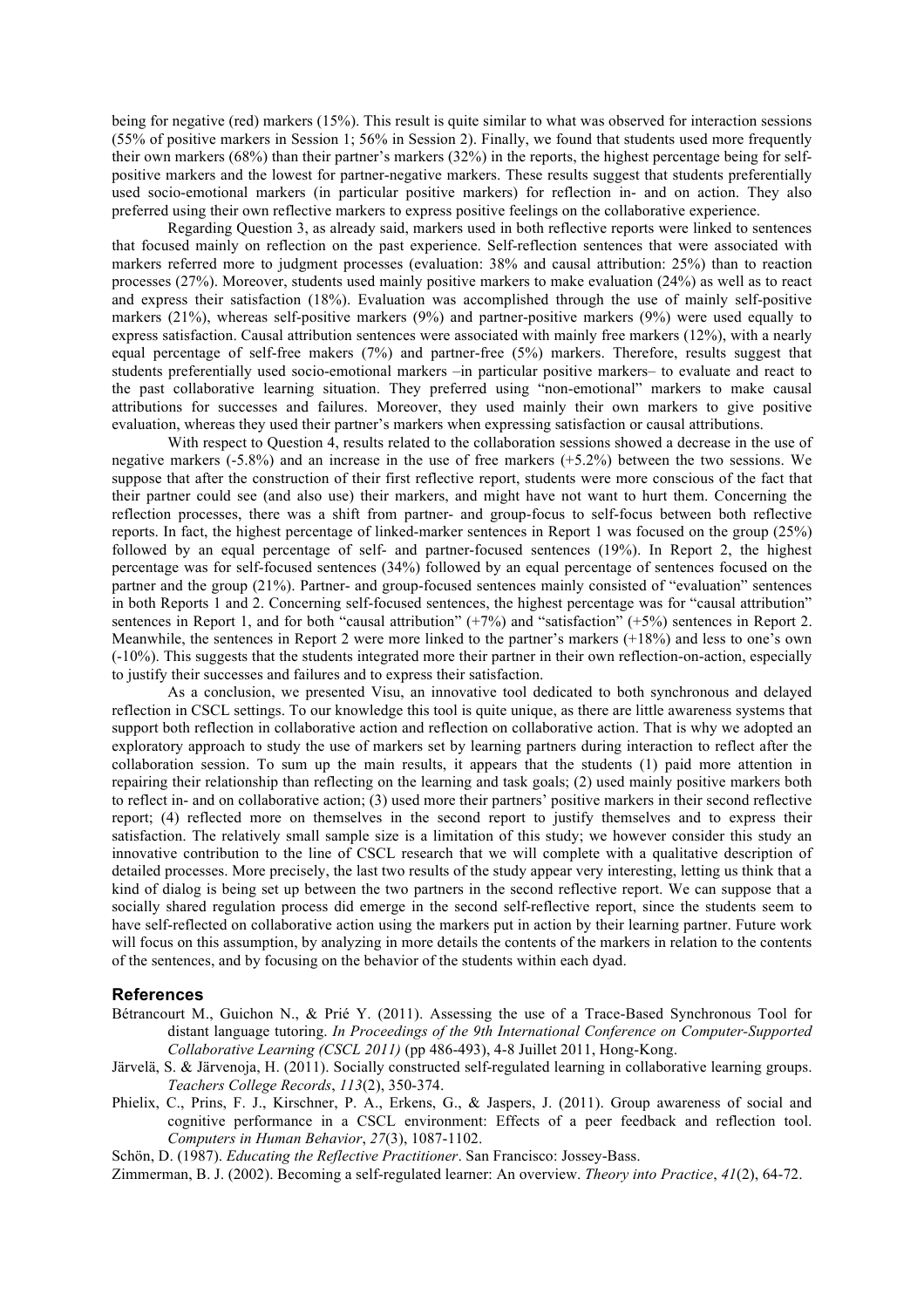being for negative (red) markers (15%). This result is quite similar to what was observed for interaction sessions (55% of positive markers in Session 1; 56% in Session 2). Finally, we found that students used more frequently their own markers (68%) than their partner's markers (32%) in the reports, the highest percentage being for self-positive markers and the lowest for partner-negative markers. These results suggest that students preferentially used socio-emotional markers (in particular positive markers) for reflection in- and on action. They also preferred using their own reflective markers to express positive feelings on the collaborative experience.

Regarding Question 3, as already said, markers used in both reflective reports were linked to sentences that focused mainly on reflection on the past experience. Self-reflection sentences that were associated with markers referred more to judgment processes (evaluation: 38% and causal attribution: 25%) than to reaction processes (27%). Moreover, students used mainly positive markers to make evaluation (24%) as well as to react and express their satisfaction (18%). Evaluation was accomplished through the use of mainly self-positive markers (21%), whereas self-positive markers (9%) and partner-positive markers (9%) were used equally to express satisfaction. Causal attribution sentences were associated with mainly free markers (12%), with a nearly equal percentage of self-free makers (7%) and partner-free (5%) markers. Therefore, results suggest that students preferentially used socio-emotional markers –in particular positive markers– to evaluate and react to the past collaborative learning situation. They preferred using "non-emotional" markers to make causal attributions for successes and failures. Moreover, they used mainly their own markers to give positive evaluation, whereas they used their partner's markers when expressing satisfaction or causal attributions.

With respect to Question 4, results related to the collaboration sessions showed a decrease in the use of negative markers (-5.8%) and an increase in the use of free markers (+5.2%) between the two sessions. We suppose that after the construction of their first reflective report, students were more conscious of the fact that their partner could see (and also use) their markers, and might have not want to hurt them. Concerning the reflection processes, there was a shift from partner- and group-focus to self-focus between both reflective reports. In fact, the highest percentage of linked-marker sentences in Report 1 was focused on the group (25%) followed by an equal percentage of self- and partner-focused sentences (19%). In Report 2, the highest percentage was for self-focused sentences (34%) followed by an equal percentage of sentences focused on the partner and the group (21%). Partner- and group-focused sentences mainly consisted of "evaluation" sentences in both Reports 1 and 2. Concerning self-focused sentences, the highest percentage was for "causal attribution" sentences in Report 1, and for both "causal attribution" (+7%) and "satisfaction" (+5%) sentences in Report 2. Meanwhile, the sentences in Report 2 were more linked to the partner's markers (+18%) and less to one's own (-10%). This suggests that the students integrated more their partner in their own reflection-on-action, especially to justify their successes and failures and to express their satisfaction.

As a conclusion, we presented Visu, an innovative tool dedicated to both synchronous and delayed reflection in CSCL settings. To our knowledge this tool is quite unique, as there are little awareness systems that support both reflection in collaborative action and reflection on collaborative action. That is why we adopted an exploratory approach to study the use of markers set by learning partners during interaction to reflect after the collaboration session. To sum up the main results, it appears that the students (1) paid more attention in repairing their relationship than reflecting on the learning and task goals; (2) used mainly positive markers both to reflect in- and on collaborative action; (3) used more their partners' positive markers in their second reflective report; (4) reflected more on themselves in the second report to justify themselves and to express their satisfaction. The relatively small sample size is a limitation of this study; we however consider this study an innovative contribution to the line of CSCL research that we will complete with a qualitative description of detailed processes. More precisely, the last two results of the study appear very interesting, letting us think that a kind of dialog is being set up between the two partners in the second reflective report. We can suppose that a socially shared regulation process did emerge in the second self-reflective report, since the students seem to have self-reflected on collaborative action using the markers put in action by their learning partner. Future work will focus on this assumption, by analyzing in more details the contents of the markers in relation to the contents of the sentences, and by focusing on the behavior of the students within each dyad.

## References

Bétrancourt M., Guichon N., & Prié Y. (2011). Assessing the use of a Trace-Based Synchronous Tool for distant language tutoring. *In Proceedings of the 9th International Conference on Computer-Supported Collaborative Learning (CSCL 2011)* (pp 486-493), 4-8 Juillet 2011, Hong-Kong.

Järvelä, S. & Järvenoja, H. (2011). Socially constructed self-regulated learning in collaborative learning groups. *Teachers College Records*, *113*(2), 350-374.

Phielix, C., Prins, F. J., Kirschner, P. A., Erkens, G., & Jaspers, J. (2011). Group awareness of social and cognitive performance in a CSCL environment: Effects of a peer feedback and reflection tool. *Computers in Human Behavior*, *27*(3), 1087-1102.

Schön, D. (1987). *Educating the Reflective Practitioner*. San Francisco: Jossey-Bass.

Zimmerman, B. J. (2002). Becoming a self-regulated learner: An overview. *Theory into Practice*, *41*(2), 64-72.